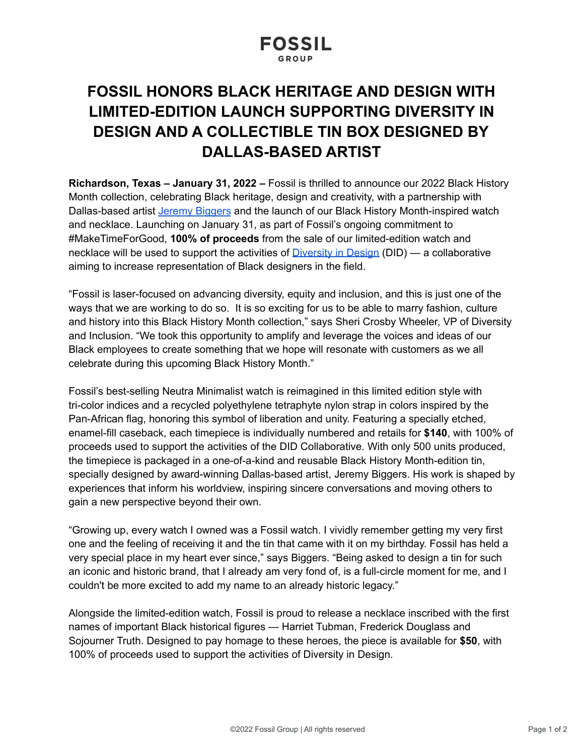FOSSIL
GROUP

# FOSSIL HONORS BLACK HERITAGE AND DESIGN WITH LIMITED-EDITION LAUNCH SUPPORTING DIVERSITY IN DESIGN AND A COLLECTIBLE TIN BOX DESIGNED BY DALLAS-BASED ARTIST

**Richardson, Texas – January 31, 2022 –** Fossil is thrilled to announce our 2022 Black History Month collection, celebrating Black heritage, design and creativity, with a partnership with Dallas-based artist [Jeremy Biggers] and the launch of our Black History Month-inspired watch and necklace. Launching on January 31, as part of Fossil's ongoing commitment to #MakeTimeForGood, **100% of proceeds** from the sale of our limited-edition watch and necklace will be used to support the activities of [Diversity in Design] (DID) — a collaborative aiming to increase representation of Black designers in the field.

"Fossil is laser-focused on advancing diversity, equity and inclusion, and this is just one of the ways that we are working to do so. It is so exciting for us to be able to marry fashion, culture and history into this Black History Month collection," says Sheri Crosby Wheeler, VP of Diversity and Inclusion. "We took this opportunity to amplify and leverage the voices and ideas of our Black employees to create something that we hope will resonate with customers as we all celebrate during this upcoming Black History Month."

Fossil's best-selling Neutra Minimalist watch is reimagined in this limited edition style with tri-color indices and a recycled polyethylene tetraphyte nylon strap in colors inspired by the Pan-African flag, honoring this symbol of liberation and unity. Featuring a specially etched, enamel-fill caseback, each timepiece is individually numbered and retails for **$140**, with 100% of proceeds used to support the activities of the DID Collaborative. With only 500 units produced, the timepiece is packaged in a one-of-a-kind and reusable Black History Month-edition tin, specially designed by award-winning Dallas-based artist, Jeremy Biggers. His work is shaped by experiences that inform his worldview, inspiring sincere conversations and moving others to gain a new perspective beyond their own.

"Growing up, every watch I owned was a Fossil watch. I vividly remember getting my very first one and the feeling of receiving it and the tin that came with it on my birthday. Fossil has held a very special place in my heart ever since," says Biggers. "Being asked to design a tin for such an iconic and historic brand, that I already am very fond of, is a full-circle moment for me, and I couldn't be more excited to add my name to an already historic legacy."

Alongside the limited-edition watch, Fossil is proud to release a necklace inscribed with the first names of important Black historical figures — Harriet Tubman, Frederick Douglass and Sojourner Truth. Designed to pay homage to these heroes, the piece is available for **$50**, with 100% of proceeds used to support the activities of Diversity in Design.

©2022 Fossil Group | All rights reserved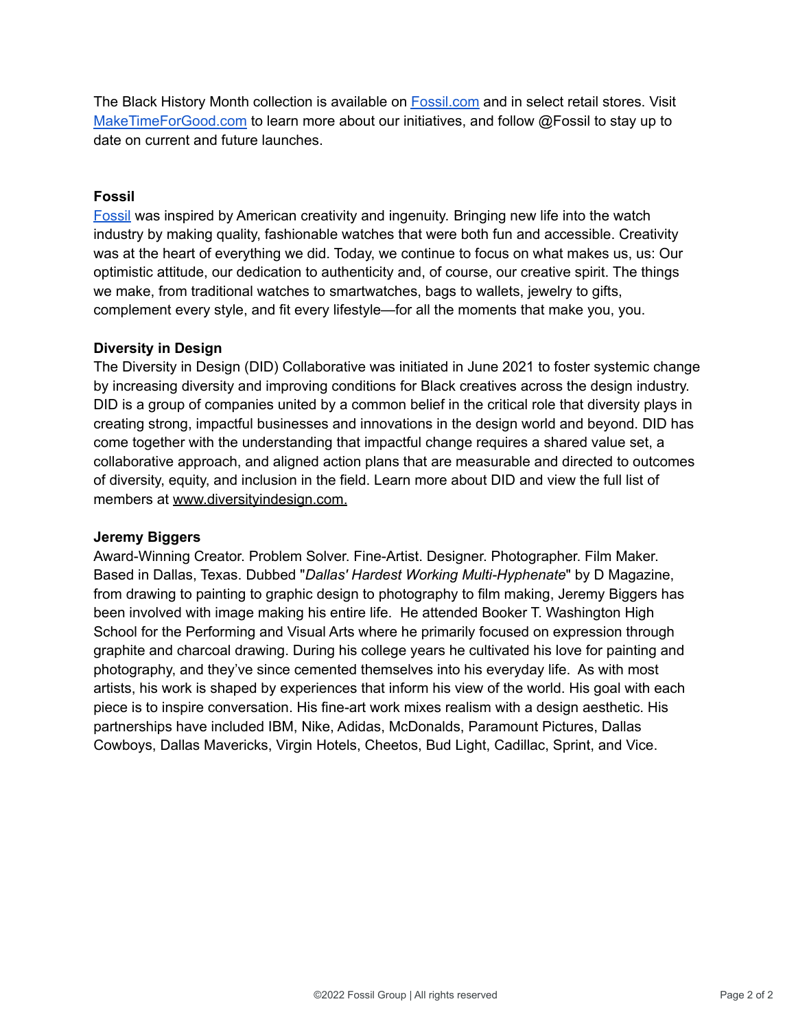The Black History Month collection is available on [Fossil.com](Fossil.com) and in select retail stores. Visit [MakeTimeForGood.com](MakeTimeForGood.com) to learn more about our initiatives, and follow @Fossil to stay up to date on current and future launches.

**Fossil**

[Fossil](Fossil) was inspired by American creativity and ingenuity. Bringing new life into the watch industry by making quality, fashionable watches that were both fun and accessible. Creativity was at the heart of everything we did. Today, we continue to focus on what makes us, us: Our optimistic attitude, our dedication to authenticity and, of course, our creative spirit. The things we make, from traditional watches to smartwatches, bags to wallets, jewelry to gifts, complement every style, and fit every lifestyle—for all the moments that make you, you.

**Diversity in Design**

The Diversity in Design (DID) Collaborative was initiated in June 2021 to foster systemic change by increasing diversity and improving conditions for Black creatives across the design industry. DID is a group of companies united by a common belief in the critical role that diversity plays in creating strong, impactful businesses and innovations in the design world and beyond. DID has come together with the understanding that impactful change requires a shared value set, a collaborative approach, and aligned action plans that are measurable and directed to outcomes of diversity, equity, and inclusion in the field. Learn more about DID and view the full list of members at www.diversityindesign.com.

**Jeremy Biggers**

Award-Winning Creator. Problem Solver. Fine-Artist. Designer. Photographer. Film Maker. Based in Dallas, Texas. Dubbed "*Dallas' Hardest Working Multi-Hyphenate*" by D Magazine, from drawing to painting to graphic design to photography to film making, Jeremy Biggers has been involved with image making his entire life. He attended Booker T. Washington High School for the Performing and Visual Arts where he primarily focused on expression through graphite and charcoal drawing. During his college years he cultivated his love for painting and photography, and they've since cemented themselves into his everyday life. As with most artists, his work is shaped by experiences that inform his view of the world. His goal with each piece is to inspire conversation. His fine-art work mixes realism with a design aesthetic. His partnerships have included IBM, Nike, Adidas, McDonalds, Paramount Pictures, Dallas Cowboys, Dallas Mavericks, Virgin Hotels, Cheetos, Bud Light, Cadillac, Sprint, and Vice.

©2022 Fossil Group | All rights reserved